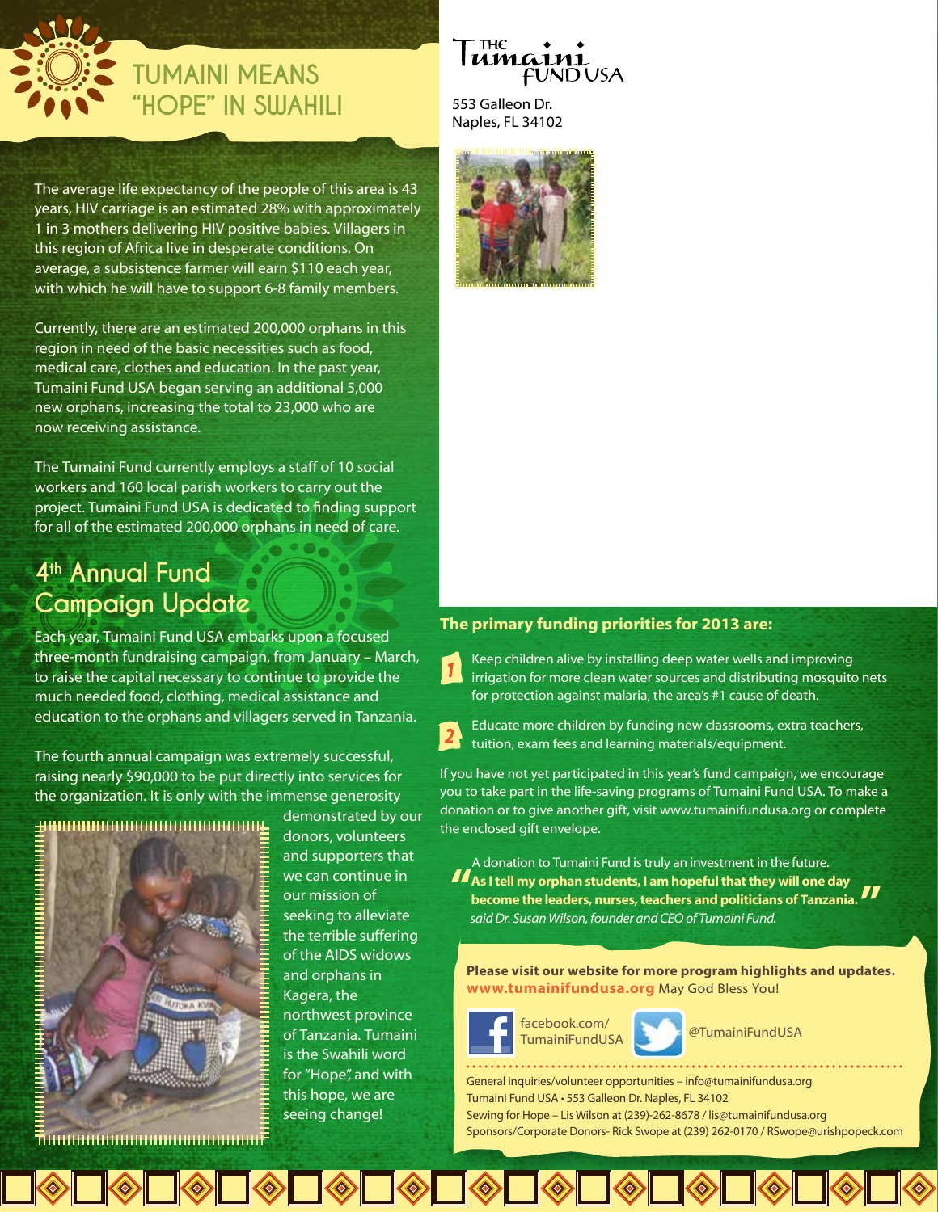# TUMAINI MEANS "HOPE" IN SWAHILI

The average life expectancy of the people of this area is 43 years, HIV carriage is an estimated 28% with approximately 1 in 3 mothers delivering HIV positive babies. Villagers in this region of Africa live in desperate conditions. On average, a subsistence farmer will earn $110 each year, with which he will have to support 6-8 family members.

Currently, there are an estimated 200,000 orphans in this region in need of the basic necessities such as food, medical care, clothes and education. In the past year, Tumaini Fund USA began serving an additional 5,000 new orphans, increasing the total to 23,000 who are now receiving assistance.

The Tumaini Fund currently employs a staff of 10 social workers and 160 local parish workers to carry out the project. Tumaini Fund USA is dedicated to finding support for all of the estimated 200,000 orphans in need of care.

## 4th Annual Fund Campaign Update

Each year, Tumaini Fund USA embarks upon a focused three-month fundraising campaign, from January – March, to raise the capital necessary to continue to provide the much needed food, clothing, medical assistance and education to the orphans and villagers served in Tanzania.

The fourth annual campaign was extremely successful, raising nearly $90,000 to be put directly into services for the organization. It is only with the immense generosity demonstrated by our donors, volunteers and supporters that we can continue in our mission of seeking to alleviate the terrible suffering of the AIDS widows and orphans in Kagera, the northwest province of Tanzania. Tumaini is the Swahili word for "Hope", and with this hope, we are seeing change!

THE Tumaini FUND USA
553 Galleon Dr.
Naples, FL 34102

**The primary funding priorities for 2013 are:**

1. Keep children alive by installing deep water wells and improving irrigation for more clean water sources and distributing mosquito nets for protection against malaria, the area's #1 cause of death.
2. Educate more children by funding new classrooms, extra teachers, tuition, exam fees and learning materials/equipment.

If you have not yet participated in this year's fund campaign, we encourage you to take part in the life-saving programs of Tumaini Fund USA. To make a donation or to give another gift, visit www.tumainifundusa.org or complete the enclosed gift envelope.

> "A donation to Tumaini Fund is truly an investment in the future. **As I tell my orphan students, I am hopeful that they will one day become the leaders, nurses, teachers and politicians of Tanzania.**"
> *said Dr. Susan Wilson, founder and CEO of Tumaini Fund.*

**Please visit our website for more program highlights and updates.**
**www.tumainifundusa.org** May God Bless You!

facebook.com/TumainiFundUSA
@TumainiFundUSA

General inquiries/volunteer opportunities – info@tumainifundusa.org
Tumaini Fund USA • 553 Galleon Dr. Naples, FL 34102
Sewing for Hope – Lis Wilson at (239)-262-8678 / lis@tumainifundusa.org
Sponsors/Corporate Donors- Rick Swope at (239) 262-0170 / RSwope@urishpopeck.com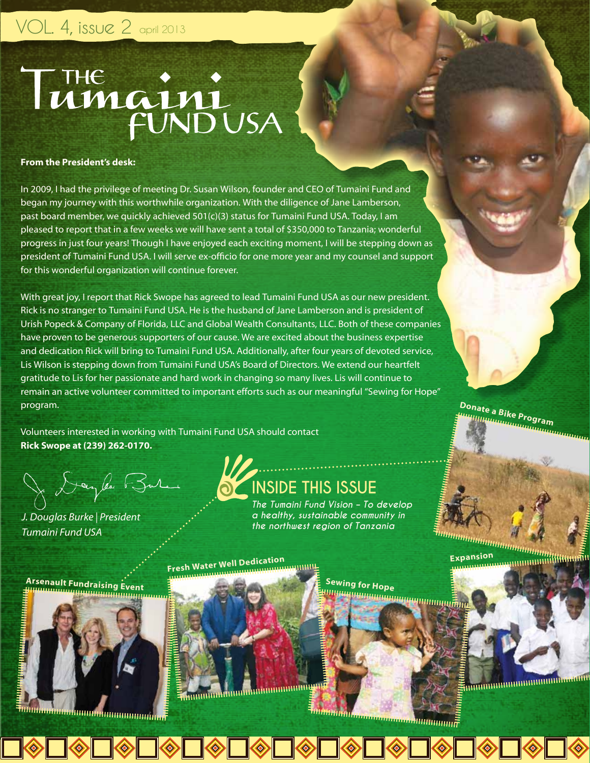VOL. 4, issue 2 april 2013

# THE Tumaini FUND USA

**From the President's desk:**

In 2009, I had the privilege of meeting Dr. Susan Wilson, founder and CEO of Tumaini Fund and began my journey with this worthwhile organization. With the diligence of Jane Lamberson, past board member, we quickly achieved 501(c)(3) status for Tumaini Fund USA. Today, I am pleased to report that in a few weeks we will have sent a total of $350,000 to Tanzania; wonderful progress in just four years! Though I have enjoyed each exciting moment, I will be stepping down as president of Tumaini Fund USA. I will serve ex-officio for one more year and my counsel and support for this wonderful organization will continue forever.

With great joy, I report that Rick Swope has agreed to lead Tumaini Fund USA as our new president. Rick is no stranger to Tumaini Fund USA. He is the husband of Jane Lamberson and is president of Urish Popeck & Company of Florida, LLC and Global Wealth Consultants, LLC. Both of these companies have proven to be generous supporters of our cause. We are excited about the business expertise and dedication Rick will bring to Tumaini Fund USA. Additionally, after four years of devoted service, Lis Wilson is stepping down from Tumaini Fund USA's Board of Directors. We extend our heartfelt gratitude to Lis for her passionate and hard work in changing so many lives. Lis will continue to remain an active volunteer committed to important efforts such as our meaningful "Sewing for Hope" program.

Volunteers interested in working with Tumaini Fund USA should contact **Rick Swope at (239) 262-0170.**

*J. Douglas Burke | President*
*Tumaini Fund USA*

## INSIDE THIS ISSUE

*The Tumaini Fund Vision – To develop a healthy, sustainable community in the northwest region of Tanzania*

- Donate a Bike Program
- Arsenault Fundraising Event
- Fresh Water Well Dedication
- Sewing for Hope
- Expansion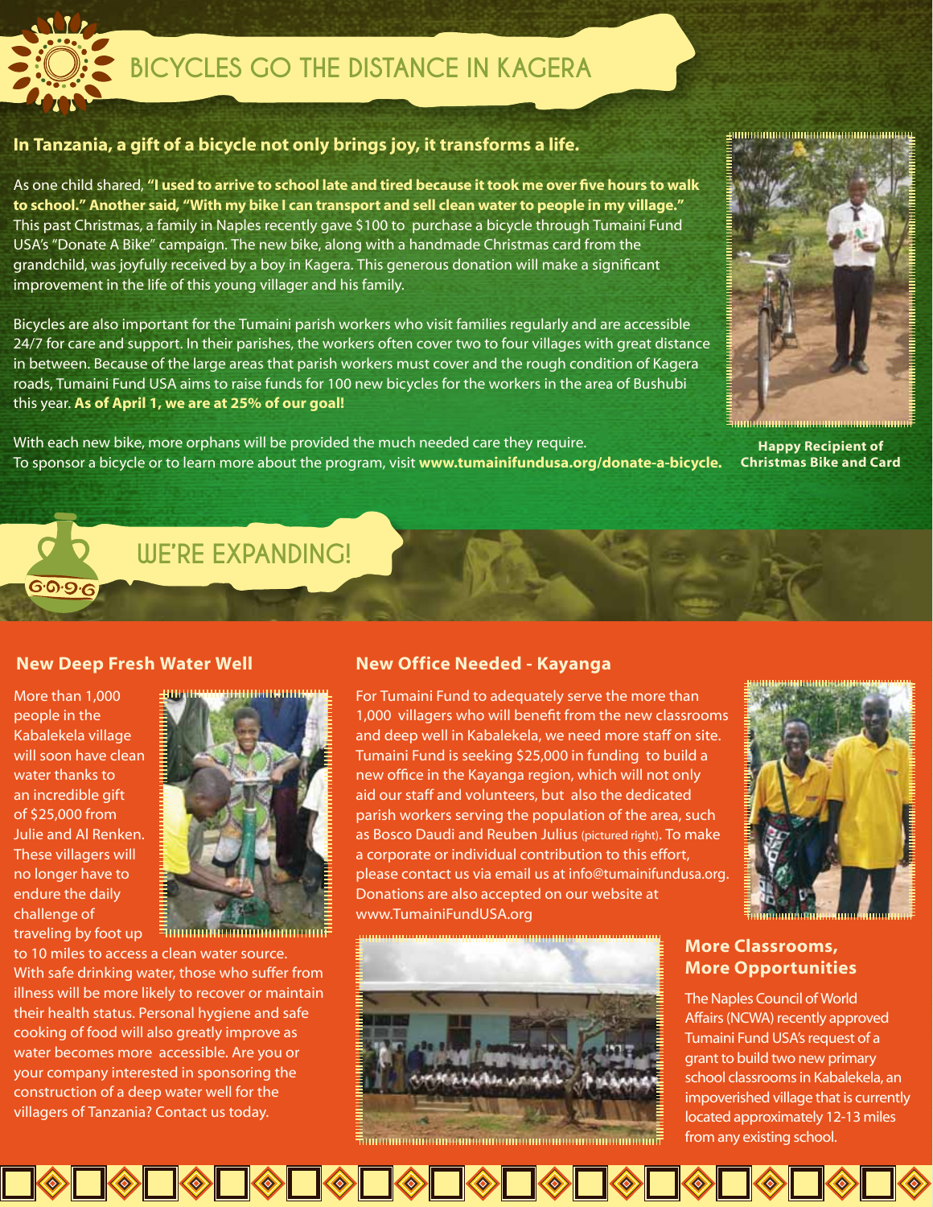# BICYCLES GO THE DISTANCE IN KAGERA

**In Tanzania, a gift of a bicycle not only brings joy, it transforms a life.**

As one child shared, **"I used to arrive to school late and tired because it took me over five hours to walk to school." Another said, "With my bike I can transport and sell clean water to people in my village."** This past Christmas, a family in Naples recently gave $100 to purchase a bicycle through Tumaini Fund USA's "Donate A Bike" campaign. The new bike, along with a handmade Christmas card from the grandchild, was joyfully received by a boy in Kagera. This generous donation will make a significant improvement in the life of this young villager and his family.

Bicycles are also important for the Tumaini parish workers who visit families regularly and are accessible 24/7 for care and support. In their parishes, the workers often cover two to four villages with great distance in between. Because of the large areas that parish workers must cover and the rough condition of Kagera roads, Tumaini Fund USA aims to raise funds for 100 new bicycles for the workers in the area of Bushubi this year. **As of April 1, we are at 25% of our goal!**

With each new bike, more orphans will be provided the much needed care they require.
To sponsor a bicycle or to learn more about the program, visit **www.tumainifundusa.org/donate-a-bicycle.**

**Happy Recipient of Christmas Bike and Card**

# WE'RE EXPANDING!

## New Deep Fresh Water Well

More than 1,000 people in the Kabalekela village will soon have clean water thanks to an incredible gift of $25,000 from Julie and Al Renken. These villagers will no longer have to endure the daily challenge of traveling by foot up to 10 miles to access a clean water source. With safe drinking water, those who suffer from illness will be more likely to recover or maintain their health status. Personal hygiene and safe cooking of food will also greatly improve as water becomes more accessible. Are you or your company interested in sponsoring the construction of a deep water well for the villagers of Tanzania? Contact us today.

## New Office Needed - Kayanga

For Tumaini Fund to adequately serve the more than 1,000 villagers who will benefit from the new classrooms and deep well in Kabalekela, we need more staff on site. Tumaini Fund is seeking $25,000 in funding to build a new office in the Kayanga region, which will not only aid our staff and volunteers, but also the dedicated parish workers serving the population of the area, such as Bosco Daudi and Reuben Julius (pictured right). To make a corporate or individual contribution to this effort, please contact us via email us at info@tumainifundusa.org. Donations are also accepted on our website at www.TumainiFundUSA.org

## More Classrooms, More Opportunities

The Naples Council of World Affairs (NCWA) recently approved Tumaini Fund USA's request of a grant to build two new primary school classrooms in Kabalekela, an impoverished village that is currently located approximately 12-13 miles from any existing school.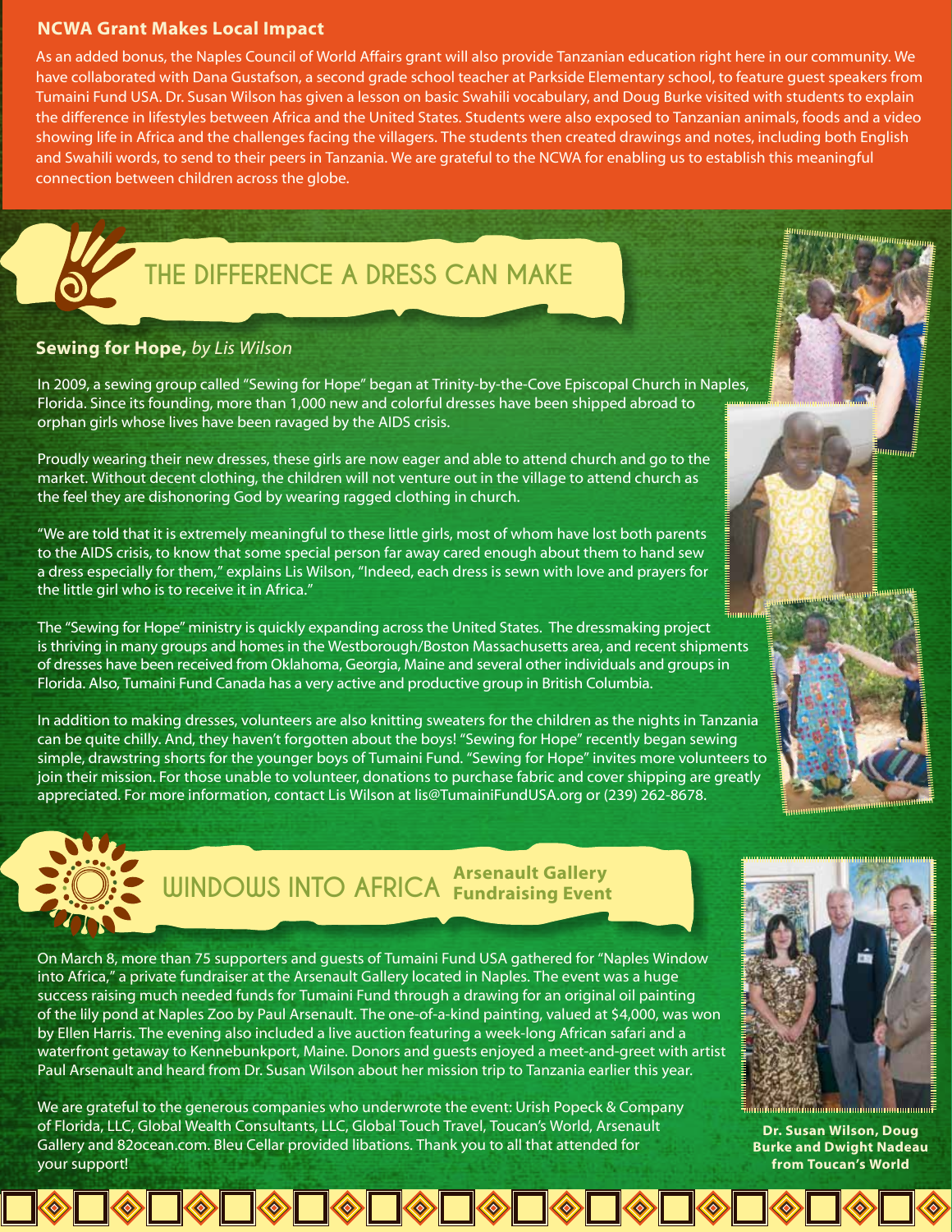## NCWA Grant Makes Local Impact

As an added bonus, the Naples Council of World Affairs grant will also provide Tanzanian education right here in our community. We have collaborated with Dana Gustafson, a second grade school teacher at Parkside Elementary school, to feature guest speakers from Tumaini Fund USA. Dr. Susan Wilson has given a lesson on basic Swahili vocabulary, and Doug Burke visited with students to explain the difference in lifestyles between Africa and the United States. Students were also exposed to Tanzanian animals, foods and a video showing life in Africa and the challenges facing the villagers. The students then created drawings and notes, including both English and Swahili words, to send to their peers in Tanzania. We are grateful to the NCWA for enabling us to establish this meaningful connection between children across the globe.

# THE DIFFERENCE A DRESS CAN MAKE

**Sewing for Hope,** *by Lis Wilson*

In 2009, a sewing group called "Sewing for Hope" began at Trinity-by-the-Cove Episcopal Church in Naples, Florida. Since its founding, more than 1,000 new and colorful dresses have been shipped abroad to orphan girls whose lives have been ravaged by the AIDS crisis.

Proudly wearing their new dresses, these girls are now eager and able to attend church and go to the market. Without decent clothing, the children will not venture out in the village to attend church as the feel they are dishonoring God by wearing ragged clothing in church.

"We are told that it is extremely meaningful to these little girls, most of whom have lost both parents to the AIDS crisis, to know that some special person far away cared enough about them to hand sew a dress especially for them," explains Lis Wilson, "Indeed, each dress is sewn with love and prayers for the little girl who is to receive it in Africa."

The "Sewing for Hope" ministry is quickly expanding across the United States. The dressmaking project is thriving in many groups and homes in the Westborough/Boston Massachusetts area, and recent shipments of dresses have been received from Oklahoma, Georgia, Maine and several other individuals and groups in Florida. Also, Tumaini Fund Canada has a very active and productive group in British Columbia.

In addition to making dresses, volunteers are also knitting sweaters for the children as the nights in Tanzania can be quite chilly. And, they haven't forgotten about the boys! "Sewing for Hope" recently began sewing simple, drawstring shorts for the younger boys of Tumaini Fund. "Sewing for Hope" invites more volunteers to join their mission. For those unable to volunteer, donations to purchase fabric and cover shipping are greatly appreciated. For more information, contact Lis Wilson at lis@TumainiFundUSA.org or (239) 262-8678.

# WINDOWS INTO AFRICA **Arsenault Gallery Fundraising Event**

On March 8, more than 75 supporters and guests of Tumaini Fund USA gathered for "Naples Window into Africa," a private fundraiser at the Arsenault Gallery located in Naples. The event was a huge success raising much needed funds for Tumaini Fund through a drawing for an original oil painting of the lily pond at Naples Zoo by Paul Arsenault. The one-of-a-kind painting, valued at $4,000, was won by Ellen Harris. The evening also included a live auction featuring a week-long African safari and a waterfront getaway to Kennebunkport, Maine. Donors and guests enjoyed a meet-and-greet with artist Paul Arsenault and heard from Dr. Susan Wilson about her mission trip to Tanzania earlier this year.

We are grateful to the generous companies who underwrote the event: Urish Popeck & Company of Florida, LLC, Global Wealth Consultants, LLC, Global Touch Travel, Toucan's World, Arsenault Gallery and 82ocean.com. Bleu Cellar provided libations. Thank you to all that attended for your support!

**Dr. Susan Wilson, Doug Burke and Dwight Nadeau from Toucan's World**